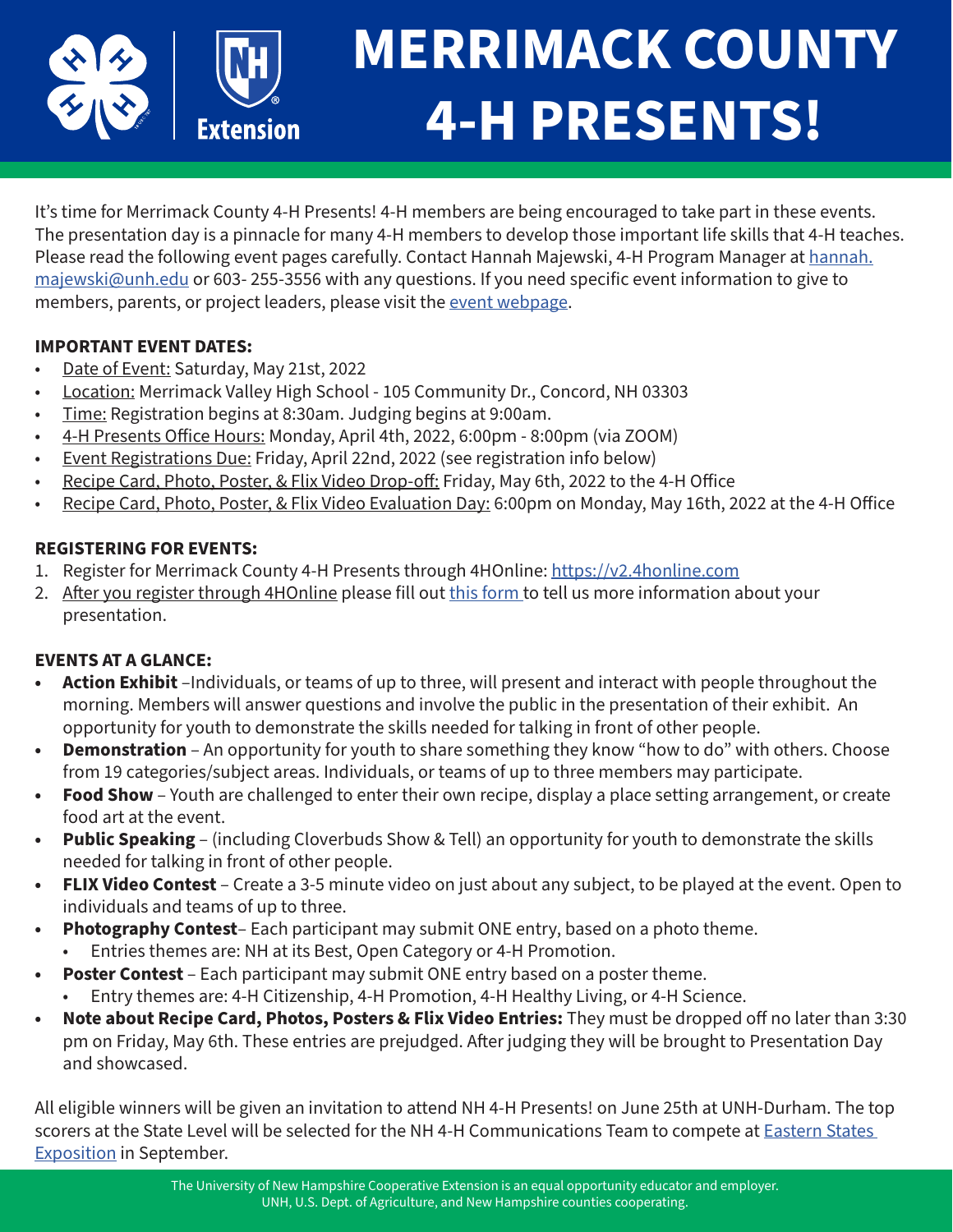# MERRIMACK COUNTY 4-H PRESENTS!

It's time for Merrimack County 4-H Presents! 4-H members are being encouraged to take part in these events. The presentation day is a pinnacle for many 4-H members to develop those important life skills that 4-H teaches. Please read the following event pages carefully. Contact Hannah Majewski, 4-H Program Manager at hannah.majewski@unh.edu or 603- 255-3556 with any questions. If you need specific event information to give to members, parents, or project leaders, please visit the event webpage.

**IMPORTANT EVENT DATES:**

- Date of Event: Saturday, May 21st, 2022
- Location: Merrimack Valley High School - 105 Community Dr., Concord, NH 03303
- Time: Registration begins at 8:30am. Judging begins at 9:00am.
- 4-H Presents Office Hours: Monday, April 4th, 2022, 6:00pm - 8:00pm (via ZOOM)
- Event Registrations Due: Friday, April 22nd, 2022 (see registration info below)
- Recipe Card, Photo, Poster, & Flix Video Drop-off: Friday, May 6th, 2022 to the 4-H Office
- Recipe Card, Photo, Poster, & Flix Video Evaluation Day: 6:00pm on Monday, May 16th, 2022 at the 4-H Office

**REGISTERING FOR EVENTS:**

1. Register for Merrimack County 4-H Presents through 4HOnline: https://v2.4honline.com
2. After you register through 4HOnline please fill out this form to tell us more information about your presentation.

**EVENTS AT A GLANCE:**

- **Action Exhibit** –Individuals, or teams of up to three, will present and interact with people throughout the morning. Members will answer questions and involve the public in the presentation of their exhibit. An opportunity for youth to demonstrate the skills needed for talking in front of other people.
- **Demonstration** – An opportunity for youth to share something they know "how to do" with others. Choose from 19 categories/subject areas. Individuals, or teams of up to three members may participate.
- **Food Show** – Youth are challenged to enter their own recipe, display a place setting arrangement, or create food art at the event.
- **Public Speaking** – (including Cloverbuds Show & Tell) an opportunity for youth to demonstrate the skills needed for talking in front of other people.
- **FLIX Video Contest** – Create a 3-5 minute video on just about any subject, to be played at the event. Open to individuals and teams of up to three.
- **Photography Contest**– Each participant may submit ONE entry, based on a photo theme.
  - Entries themes are: NH at its Best, Open Category or 4-H Promotion.
- **Poster Contest** – Each participant may submit ONE entry based on a poster theme.
  - Entry themes are: 4-H Citizenship, 4-H Promotion, 4-H Healthy Living, or 4-H Science.
- **Note about Recipe Card, Photos, Posters & Flix Video Entries:** They must be dropped off no later than 3:30 pm on Friday, May 6th. These entries are prejudged. After judging they will be brought to Presentation Day and showcased.

All eligible winners will be given an invitation to attend NH 4-H Presents! on June 25th at UNH-Durham. The top scorers at the State Level will be selected for the NH 4-H Communications Team to compete at Eastern States Exposition in September.

The University of New Hampshire Cooperative Extension is an equal opportunity educator and employer. UNH, U.S. Dept. of Agriculture, and New Hampshire counties cooperating.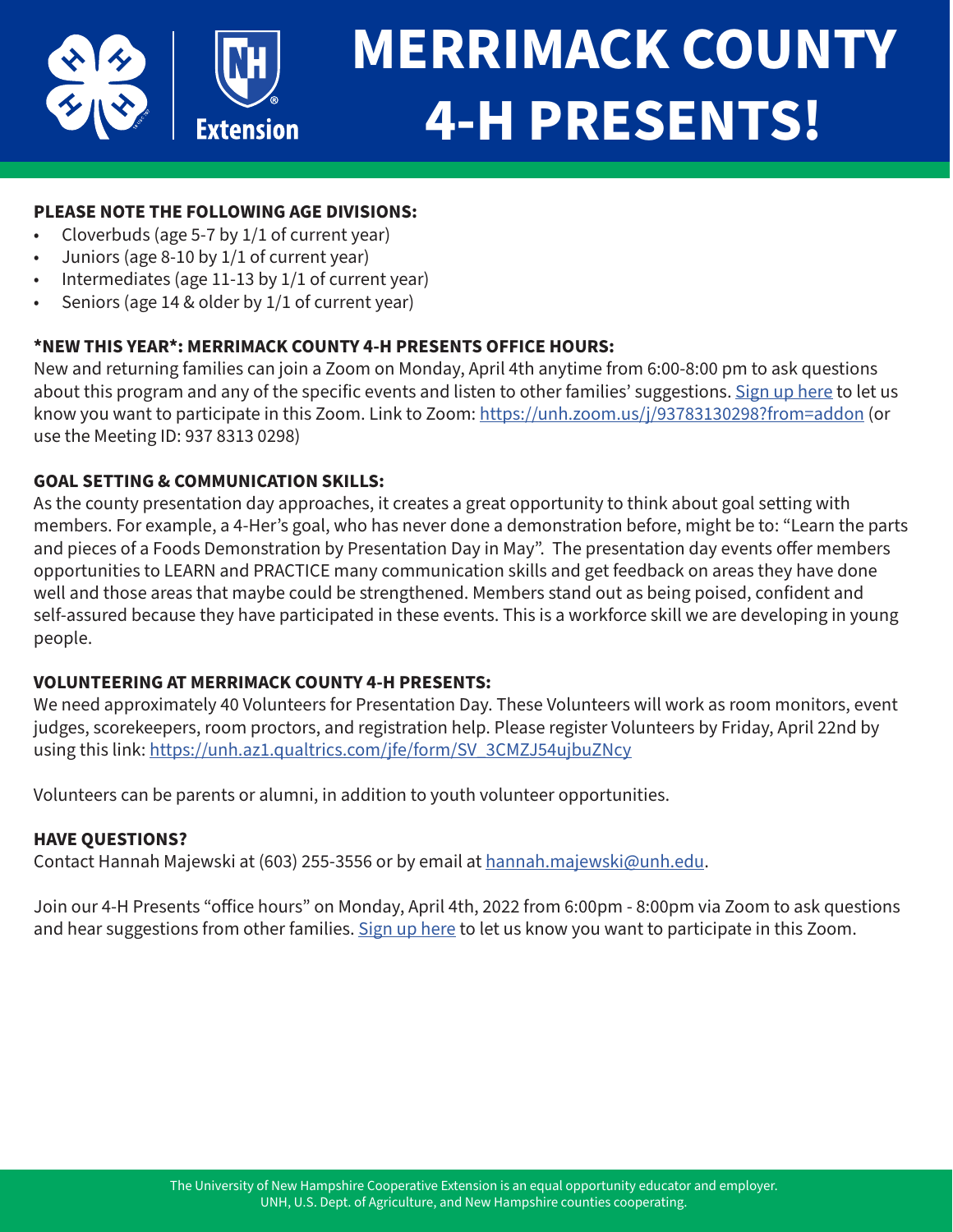# MERRIMACK COUNTY 4-H PRESENTS!

**PLEASE NOTE THE FOLLOWING AGE DIVISIONS:**

- Cloverbuds (age 5-7 by 1/1 of current year)
- Juniors (age 8-10 by 1/1 of current year)
- Intermediates (age 11-13 by 1/1 of current year)
- Seniors (age 14 & older by 1/1 of current year)

**\*NEW THIS YEAR\*: MERRIMACK COUNTY 4-H PRESENTS OFFICE HOURS:**

New and returning families can join a Zoom on Monday, April 4th anytime from 6:00-8:00 pm to ask questions about this program and any of the specific events and listen to other families' suggestions. Sign up here to let us know you want to participate in this Zoom. Link to Zoom: https://unh.zoom.us/j/93783130298?from=addon (or use the Meeting ID: 937 8313 0298)

**GOAL SETTING & COMMUNICATION SKILLS:**

As the county presentation day approaches, it creates a great opportunity to think about goal setting with members. For example, a 4-Her's goal, who has never done a demonstration before, might be to: "Learn the parts and pieces of a Foods Demonstration by Presentation Day in May". The presentation day events offer members opportunities to LEARN and PRACTICE many communication skills and get feedback on areas they have done well and those areas that maybe could be strengthened. Members stand out as being poised, confident and self-assured because they have participated in these events. This is a workforce skill we are developing in young people.

**VOLUNTEERING AT MERRIMACK COUNTY 4-H PRESENTS:**

We need approximately 40 Volunteers for Presentation Day. These Volunteers will work as room monitors, event judges, scorekeepers, room proctors, and registration help. Please register Volunteers by Friday, April 22nd by using this link: https://unh.az1.qualtrics.com/jfe/form/SV_3CMZJ54ujbuZNcy

Volunteers can be parents or alumni, in addition to youth volunteer opportunities.

**HAVE QUESTIONS?**

Contact Hannah Majewski at (603) 255-3556 or by email at hannah.majewski@unh.edu.

Join our 4-H Presents "office hours" on Monday, April 4th, 2022 from 6:00pm - 8:00pm via Zoom to ask questions and hear suggestions from other families. Sign up here to let us know you want to participate in this Zoom.

The University of New Hampshire Cooperative Extension is an equal opportunity educator and employer. UNH, U.S. Dept. of Agriculture, and New Hampshire counties cooperating.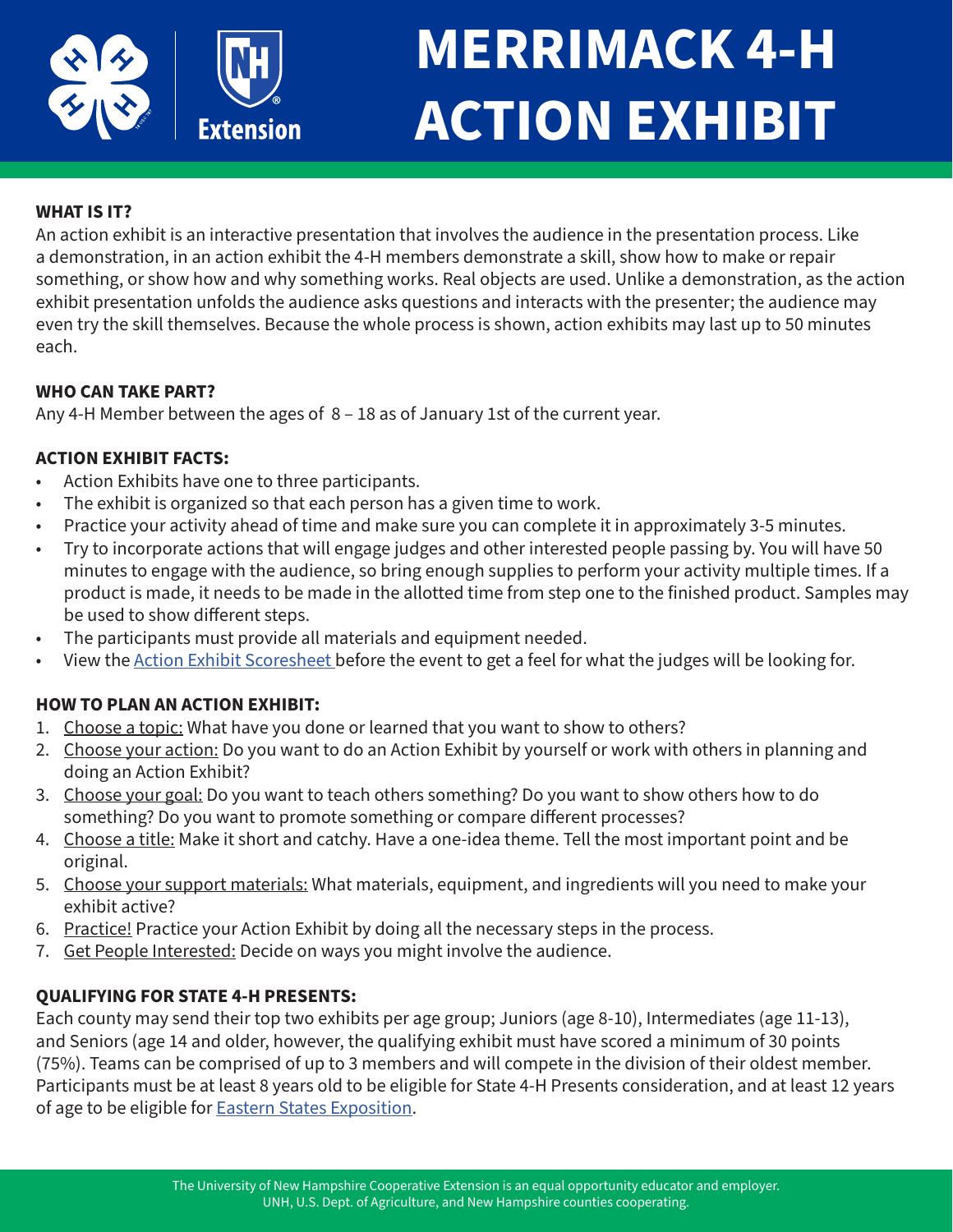# MERRIMACK 4-H ACTION EXHIBIT

## WHAT IS IT?

An action exhibit is an interactive presentation that involves the audience in the presentation process. Like a demonstration, in an action exhibit the 4-H members demonstrate a skill, show how to make or repair something, or show how and why something works. Real objects are used. Unlike a demonstration, as the action exhibit presentation unfolds the audience asks questions and interacts with the presenter; the audience may even try the skill themselves. Because the whole process is shown, action exhibits may last up to 50 minutes each.

## WHO CAN TAKE PART?

Any 4-H Member between the ages of 8 – 18 as of January 1st of the current year.

## ACTION EXHIBIT FACTS:

- Action Exhibits have one to three participants.
- The exhibit is organized so that each person has a given time to work.
- Practice your activity ahead of time and make sure you can complete it in approximately 3-5 minutes.
- Try to incorporate actions that will engage judges and other interested people passing by. You will have 50 minutes to engage with the audience, so bring enough supplies to perform your activity multiple times. If a product is made, it needs to be made in the allotted time from step one to the finished product. Samples may be used to show different steps.
- The participants must provide all materials and equipment needed.
- View the Action Exhibit Scoresheet before the event to get a feel for what the judges will be looking for.

## HOW TO PLAN AN ACTION EXHIBIT:

1. Choose a topic: What have you done or learned that you want to show to others?
2. Choose your action: Do you want to do an Action Exhibit by yourself or work with others in planning and doing an Action Exhibit?
3. Choose your goal: Do you want to teach others something? Do you want to show others how to do something? Do you want to promote something or compare different processes?
4. Choose a title: Make it short and catchy. Have a one-idea theme. Tell the most important point and be original.
5. Choose your support materials: What materials, equipment, and ingredients will you need to make your exhibit active?
6. Practice! Practice your Action Exhibit by doing all the necessary steps in the process.
7. Get People Interested: Decide on ways you might involve the audience.

## QUALIFYING FOR STATE 4-H PRESENTS:

Each county may send their top two exhibits per age group; Juniors (age 8-10), Intermediates (age 11-13), and Seniors (age 14 and older, however, the qualifying exhibit must have scored a minimum of 30 points (75%). Teams can be comprised of up to 3 members and will compete in the division of their oldest member. Participants must be at least 8 years old to be eligible for State 4-H Presents consideration, and at least 12 years of age to be eligible for Eastern States Exposition.

The University of New Hampshire Cooperative Extension is an equal opportunity educator and employer.
UNH, U.S. Dept. of Agriculture, and New Hampshire counties cooperating.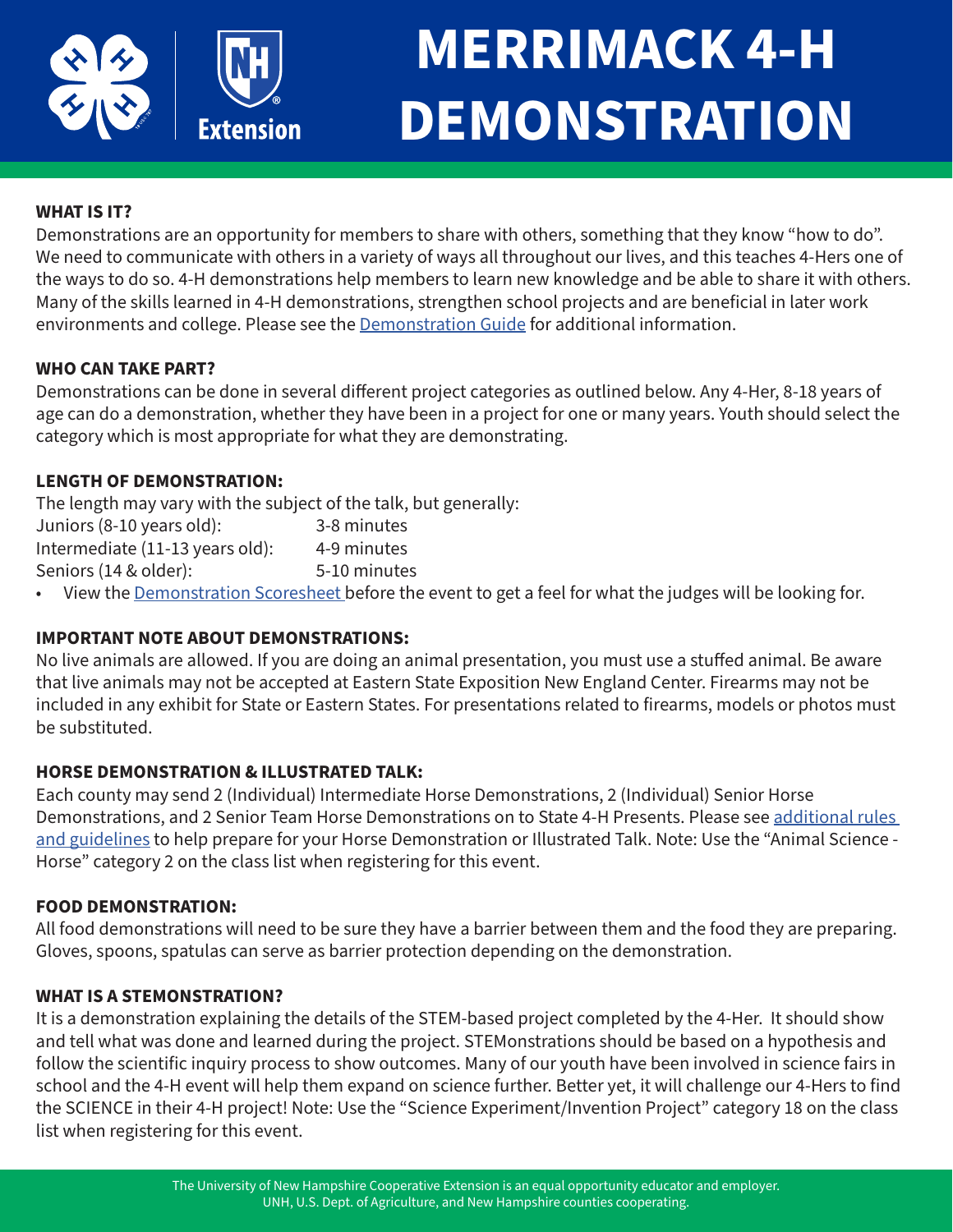# MERRIMACK 4-H DEMONSTRATION

**WHAT IS IT?**

Demonstrations are an opportunity for members to share with others, something that they know "how to do". We need to communicate with others in a variety of ways all throughout our lives, and this teaches 4-Hers one of the ways to do so. 4-H demonstrations help members to learn new knowledge and be able to share it with others. Many of the skills learned in 4-H demonstrations, strengthen school projects and are beneficial in later work environments and college. Please see the Demonstration Guide for additional information.

**WHO CAN TAKE PART?**

Demonstrations can be done in several different project categories as outlined below. Any 4-Her, 8-18 years of age can do a demonstration, whether they have been in a project for one or many years. Youth should select the category which is most appropriate for what they are demonstrating.

**LENGTH OF DEMONSTRATION:**

The length may vary with the subject of the talk, but generally:

| | |
|---|---|
| Juniors (8-10 years old): | 3-8 minutes |
| Intermediate (11-13 years old): | 4-9 minutes |
| Seniors (14 & older): | 5-10 minutes |

- View the Demonstration Scoresheet before the event to get a feel for what the judges will be looking for.

**IMPORTANT NOTE ABOUT DEMONSTRATIONS:**

No live animals are allowed. If you are doing an animal presentation, you must use a stuffed animal. Be aware that live animals may not be accepted at Eastern State Exposition New England Center. Firearms may not be included in any exhibit for State or Eastern States. For presentations related to firearms, models or photos must be substituted.

**HORSE DEMONSTRATION & ILLUSTRATED TALK:**

Each county may send 2 (Individual) Intermediate Horse Demonstrations, 2 (Individual) Senior Horse Demonstrations, and 2 Senior Team Horse Demonstrations on to State 4-H Presents. Please see additional rules and guidelines to help prepare for your Horse Demonstration or Illustrated Talk. Note: Use the "Animal Science - Horse" category 2 on the class list when registering for this event.

**FOOD DEMONSTRATION:**

All food demonstrations will need to be sure they have a barrier between them and the food they are preparing. Gloves, spoons, spatulas can serve as barrier protection depending on the demonstration.

**WHAT IS A STEMONSTRATION?**

It is a demonstration explaining the details of the STEM-based project completed by the 4-Her. It should show and tell what was done and learned during the project. STEMonstrations should be based on a hypothesis and follow the scientific inquiry process to show outcomes. Many of our youth have been involved in science fairs in school and the 4-H event will help them expand on science further. Better yet, it will challenge our 4-Hers to find the SCIENCE in their 4-H project! Note: Use the "Science Experiment/Invention Project" category 18 on the class list when registering for this event.

The University of New Hampshire Cooperative Extension is an equal opportunity educator and employer. UNH, U.S. Dept. of Agriculture, and New Hampshire counties cooperating.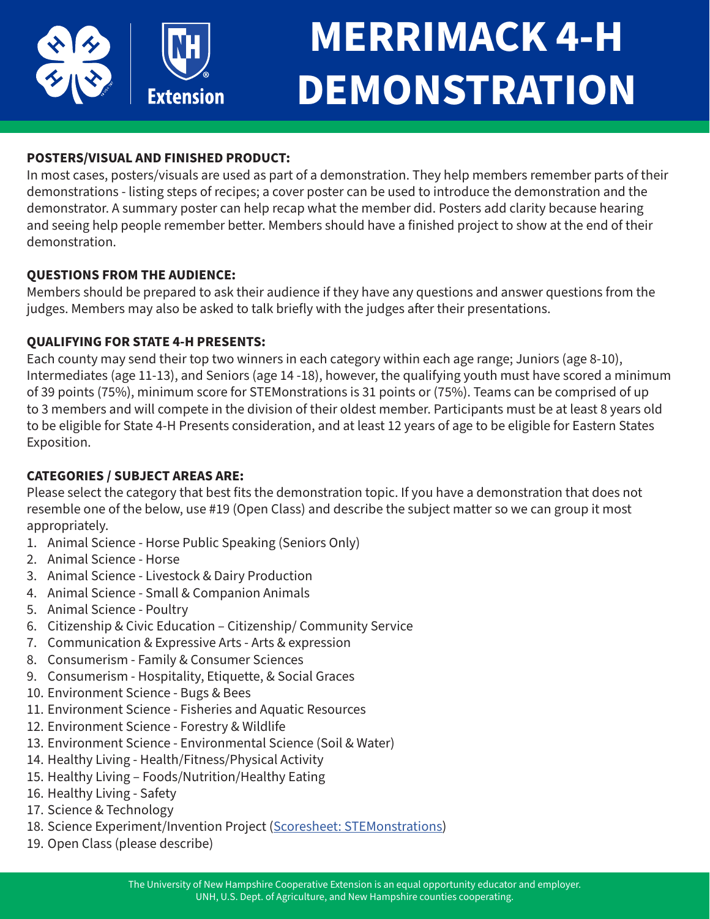# MERRIMACK 4-H DEMONSTRATION

**POSTERS/VISUAL AND FINISHED PRODUCT:**
In most cases, posters/visuals are used as part of a demonstration. They help members remember parts of their demonstrations - listing steps of recipes; a cover poster can be used to introduce the demonstration and the demonstrator. A summary poster can help recap what the member did. Posters add clarity because hearing and seeing help people remember better. Members should have a finished project to show at the end of their demonstration.

**QUESTIONS FROM THE AUDIENCE:**
Members should be prepared to ask their audience if they have any questions and answer questions from the judges. Members may also be asked to talk briefly with the judges after their presentations.

**QUALIFYING FOR STATE 4-H PRESENTS:**
Each county may send their top two winners in each category within each age range; Juniors (age 8-10), Intermediates (age 11-13), and Seniors (age 14 -18), however, the qualifying youth must have scored a minimum of 39 points (75%), minimum score for STEMonstrations is 31 points or (75%). Teams can be comprised of up to 3 members and will compete in the division of their oldest member. Participants must be at least 8 years old to be eligible for State 4-H Presents consideration, and at least 12 years of age to be eligible for Eastern States Exposition.

**CATEGORIES / SUBJECT AREAS ARE:**
Please select the category that best fits the demonstration topic. If you have a demonstration that does not resemble one of the below, use #19 (Open Class) and describe the subject matter so we can group it most appropriately.

1. Animal Science - Horse Public Speaking (Seniors Only)
2. Animal Science - Horse
3. Animal Science - Livestock & Dairy Production
4. Animal Science - Small & Companion Animals
5. Animal Science - Poultry
6. Citizenship & Civic Education – Citizenship/ Community Service
7. Communication & Expressive Arts - Arts & expression
8. Consumerism - Family & Consumer Sciences
9. Consumerism - Hospitality, Etiquette, & Social Graces
10. Environment Science - Bugs & Bees
11. Environment Science - Fisheries and Aquatic Resources
12. Environment Science - Forestry & Wildlife
13. Environment Science - Environmental Science (Soil & Water)
14. Healthy Living - Health/Fitness/Physical Activity
15. Healthy Living – Foods/Nutrition/Healthy Eating
16. Healthy Living - Safety
17. Science & Technology
18. Science Experiment/Invention Project (Scoresheet: STEMonstrations)
19. Open Class (please describe)

The University of New Hampshire Cooperative Extension is an equal opportunity educator and employer.
UNH, U.S. Dept. of Agriculture, and New Hampshire counties cooperating.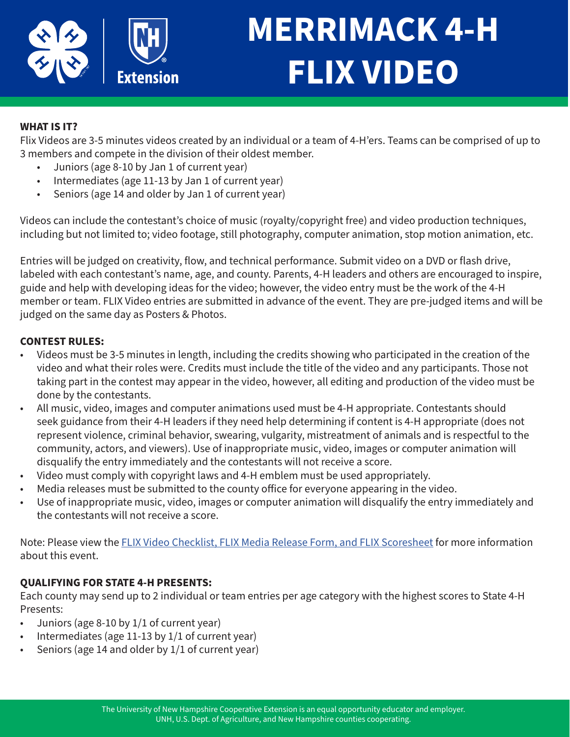# MERRIMACK 4-H FLIX VIDEO

**WHAT IS IT?**

Flix Videos are 3-5 minutes videos created by an individual or a team of 4-H'ers. Teams can be comprised of up to 3 members and compete in the division of their oldest member.

- Juniors (age 8-10 by Jan 1 of current year)
- Intermediates (age 11-13 by Jan 1 of current year)
- Seniors (age 14 and older by Jan 1 of current year)

Videos can include the contestant's choice of music (royalty/copyright free) and video production techniques, including but not limited to; video footage, still photography, computer animation, stop motion animation, etc.

Entries will be judged on creativity, flow, and technical performance. Submit video on a DVD or flash drive, labeled with each contestant's name, age, and county. Parents, 4-H leaders and others are encouraged to inspire, guide and help with developing ideas for the video; however, the video entry must be the work of the 4-H member or team. FLIX Video entries are submitted in advance of the event. They are pre-judged items and will be judged on the same day as Posters & Photos.

**CONTEST RULES:**

- Videos must be 3-5 minutes in length, including the credits showing who participated in the creation of the video and what their roles were. Credits must include the title of the video and any participants. Those not taking part in the contest may appear in the video, however, all editing and production of the video must be done by the contestants.
- All music, video, images and computer animations used must be 4-H appropriate. Contestants should seek guidance from their 4-H leaders if they need help determining if content is 4-H appropriate (does not represent violence, criminal behavior, swearing, vulgarity, mistreatment of animals and is respectful to the community, actors, and viewers). Use of inappropriate music, video, images or computer animation will disqualify the entry immediately and the contestants will not receive a score.
- Video must comply with copyright laws and 4-H emblem must be used appropriately.
- Media releases must be submitted to the county office for everyone appearing in the video.
- Use of inappropriate music, video, images or computer animation will disqualify the entry immediately and the contestants will not receive a score.

Note: Please view the FLIX Video Checklist, FLIX Media Release Form, and FLIX Scoresheet for more information about this event.

**QUALIFYING FOR STATE 4-H PRESENTS:**

Each county may send up to 2 individual or team entries per age category with the highest scores to State 4-H Presents:

- Juniors (age 8-10 by 1/1 of current year)
- Intermediates (age 11-13 by 1/1 of current year)
- Seniors (age 14 and older by 1/1 of current year)

The University of New Hampshire Cooperative Extension is an equal opportunity educator and employer. UNH, U.S. Dept. of Agriculture, and New Hampshire counties cooperating.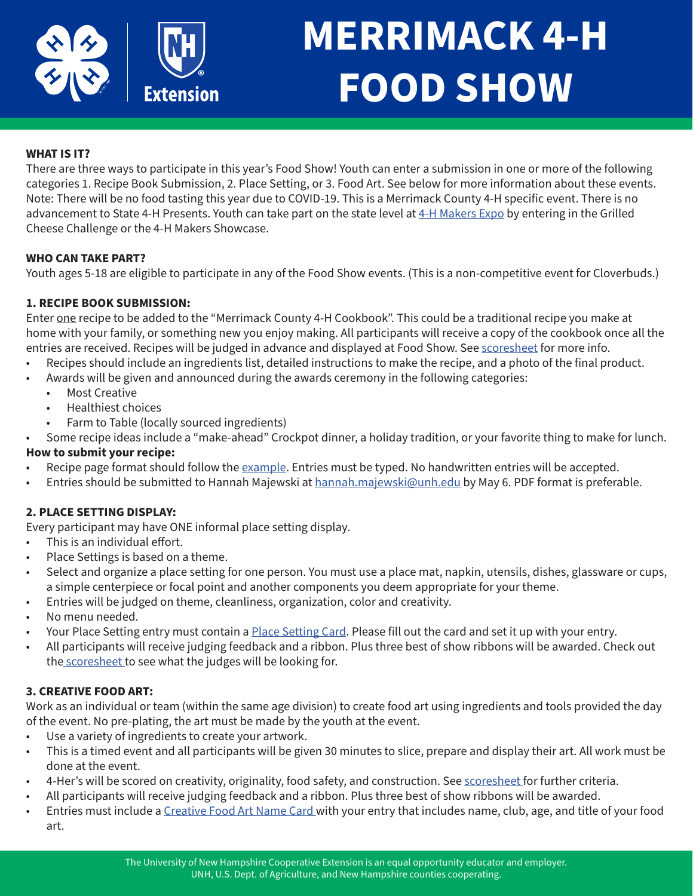# MERRIMACK 4-H FOOD SHOW

**WHAT IS IT?**

There are three ways to participate in this year's Food Show! Youth can enter a submission in one or more of the following categories 1. Recipe Book Submission, 2. Place Setting, or 3. Food Art. See below for more information about these events. Note: There will be no food tasting this year due to COVID-19. This is a Merrimack County 4-H specific event. There is no advancement to State 4-H Presents. Youth can take part on the state level at 4-H Makers Expo by entering in the Grilled Cheese Challenge or the 4-H Makers Showcase.

**WHO CAN TAKE PART?**

Youth ages 5-18 are eligible to participate in any of the Food Show events. (This is a non-competitive event for Cloverbuds.)

**1. RECIPE BOOK SUBMISSION:**

Enter one recipe to be added to the "Merrimack County 4-H Cookbook". This could be a traditional recipe you make at home with your family, or something new you enjoy making. All participants will receive a copy of the cookbook once all the entries are received. Recipes will be judged in advance and displayed at Food Show. See scoresheet for more info.

- Recipes should include an ingredients list, detailed instructions to make the recipe, and a photo of the final product.
- Awards will be given and announced during the awards ceremony in the following categories:
  - Most Creative
  - Healthiest choices
  - Farm to Table (locally sourced ingredients)
- Some recipe ideas include a "make-ahead" Crockpot dinner, a holiday tradition, or your favorite thing to make for lunch.

**How to submit your recipe:**

- Recipe page format should follow the example. Entries must be typed. No handwritten entries will be accepted.
- Entries should be submitted to Hannah Majewski at hannah.majewski@unh.edu by May 6. PDF format is preferable.

**2. PLACE SETTING DISPLAY:**

Every participant may have ONE informal place setting display.

- This is an individual effort.
- Place Settings is based on a theme.
- Select and organize a place setting for one person. You must use a place mat, napkin, utensils, dishes, glassware or cups, a simple centerpiece or focal point and another components you deem appropriate for your theme.
- Entries will be judged on theme, cleanliness, organization, color and creativity.
- No menu needed.
- Your Place Setting entry must contain a Place Setting Card. Please fill out the card and set it up with your entry.
- All participants will receive judging feedback and a ribbon. Plus three best of show ribbons will be awarded. Check out the scoresheet to see what the judges will be looking for.

**3. CREATIVE FOOD ART:**

Work as an individual or team (within the same age division) to create food art using ingredients and tools provided the day of the event. No pre-plating, the art must be made by the youth at the event.

- Use a variety of ingredients to create your artwork.
- This is a timed event and all participants will be given 30 minutes to slice, prepare and display their art. All work must be done at the event.
- 4-Her's will be scored on creativity, originality, food safety, and construction. See scoresheet for further criteria.
- All participants will receive judging feedback and a ribbon. Plus three best of show ribbons will be awarded.
- Entries must include a Creative Food Art Name Card with your entry that includes name, club, age, and title of your food art.

The University of New Hampshire Cooperative Extension is an equal opportunity educator and employer.
UNH, U.S. Dept. of Agriculture, and New Hampshire counties cooperating.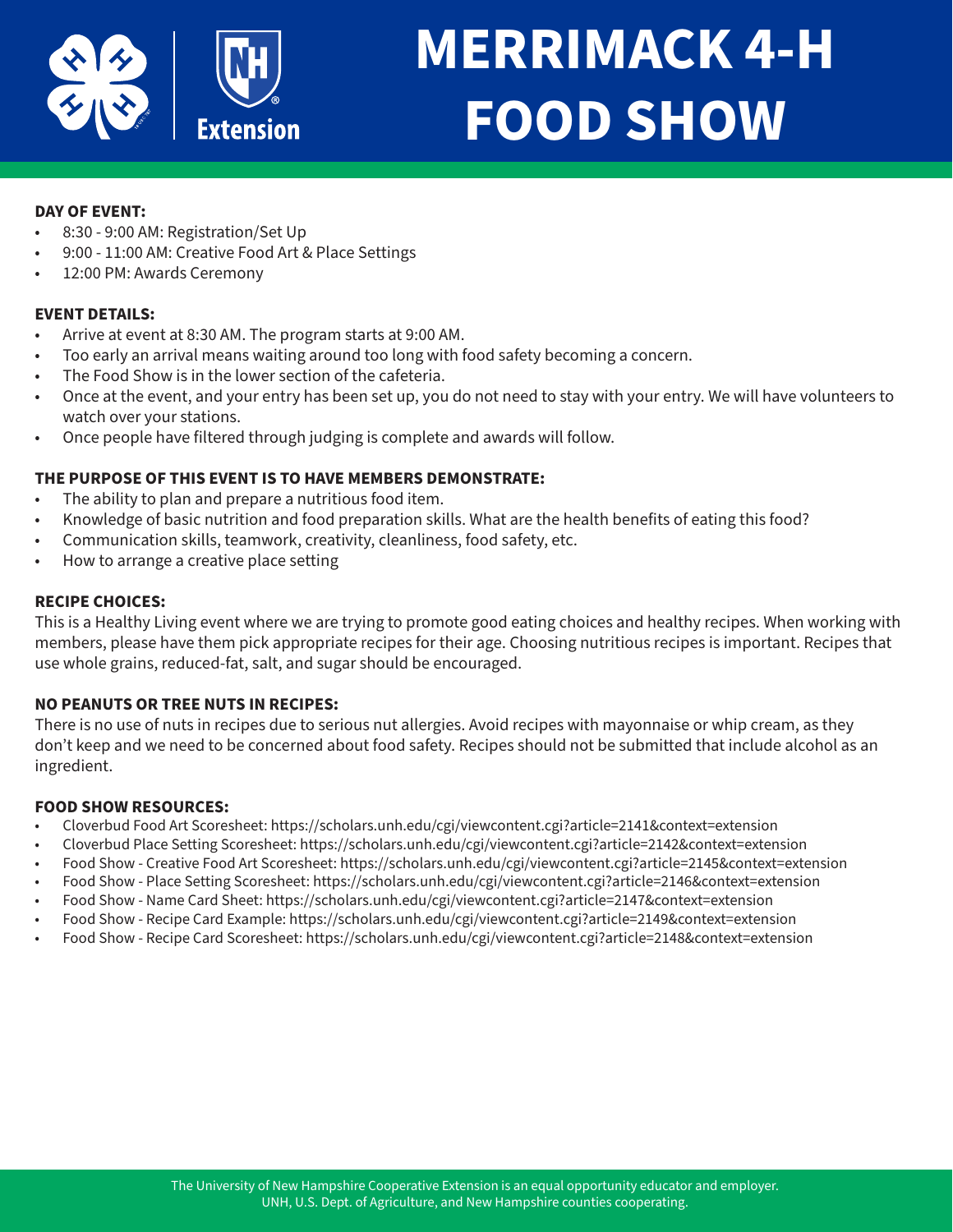# MERRIMACK 4-H FOOD SHOW

**DAY OF EVENT:**

- 8:30 - 9:00 AM: Registration/Set Up
- 9:00 - 11:00 AM: Creative Food Art & Place Settings
- 12:00 PM: Awards Ceremony

**EVENT DETAILS:**

- Arrive at event at 8:30 AM. The program starts at 9:00 AM.
- Too early an arrival means waiting around too long with food safety becoming a concern.
- The Food Show is in the lower section of the cafeteria.
- Once at the event, and your entry has been set up, you do not need to stay with your entry. We will have volunteers to watch over your stations.
- Once people have filtered through judging is complete and awards will follow.

**THE PURPOSE OF THIS EVENT IS TO HAVE MEMBERS DEMONSTRATE:**

- The ability to plan and prepare a nutritious food item.
- Knowledge of basic nutrition and food preparation skills. What are the health benefits of eating this food?
- Communication skills, teamwork, creativity, cleanliness, food safety, etc.
- How to arrange a creative place setting

**RECIPE CHOICES:**

This is a Healthy Living event where we are trying to promote good eating choices and healthy recipes. When working with members, please have them pick appropriate recipes for their age. Choosing nutritious recipes is important. Recipes that use whole grains, reduced-fat, salt, and sugar should be encouraged.

**NO PEANUTS OR TREE NUTS IN RECIPES:**

There is no use of nuts in recipes due to serious nut allergies. Avoid recipes with mayonnaise or whip cream, as they don't keep and we need to be concerned about food safety. Recipes should not be submitted that include alcohol as an ingredient.

**FOOD SHOW RESOURCES:**

- Cloverbud Food Art Scoresheet: https://scholars.unh.edu/cgi/viewcontent.cgi?article=2141&context=extension
- Cloverbud Place Setting Scoresheet: https://scholars.unh.edu/cgi/viewcontent.cgi?article=2142&context=extension
- Food Show - Creative Food Art Scoresheet: https://scholars.unh.edu/cgi/viewcontent.cgi?article=2145&context=extension
- Food Show - Place Setting Scoresheet: https://scholars.unh.edu/cgi/viewcontent.cgi?article=2146&context=extension
- Food Show - Name Card Sheet: https://scholars.unh.edu/cgi/viewcontent.cgi?article=2147&context=extension
- Food Show - Recipe Card Example: https://scholars.unh.edu/cgi/viewcontent.cgi?article=2149&context=extension
- Food Show - Recipe Card Scoresheet: https://scholars.unh.edu/cgi/viewcontent.cgi?article=2148&context=extension

The University of New Hampshire Cooperative Extension is an equal opportunity educator and employer.
UNH, U.S. Dept. of Agriculture, and New Hampshire counties cooperating.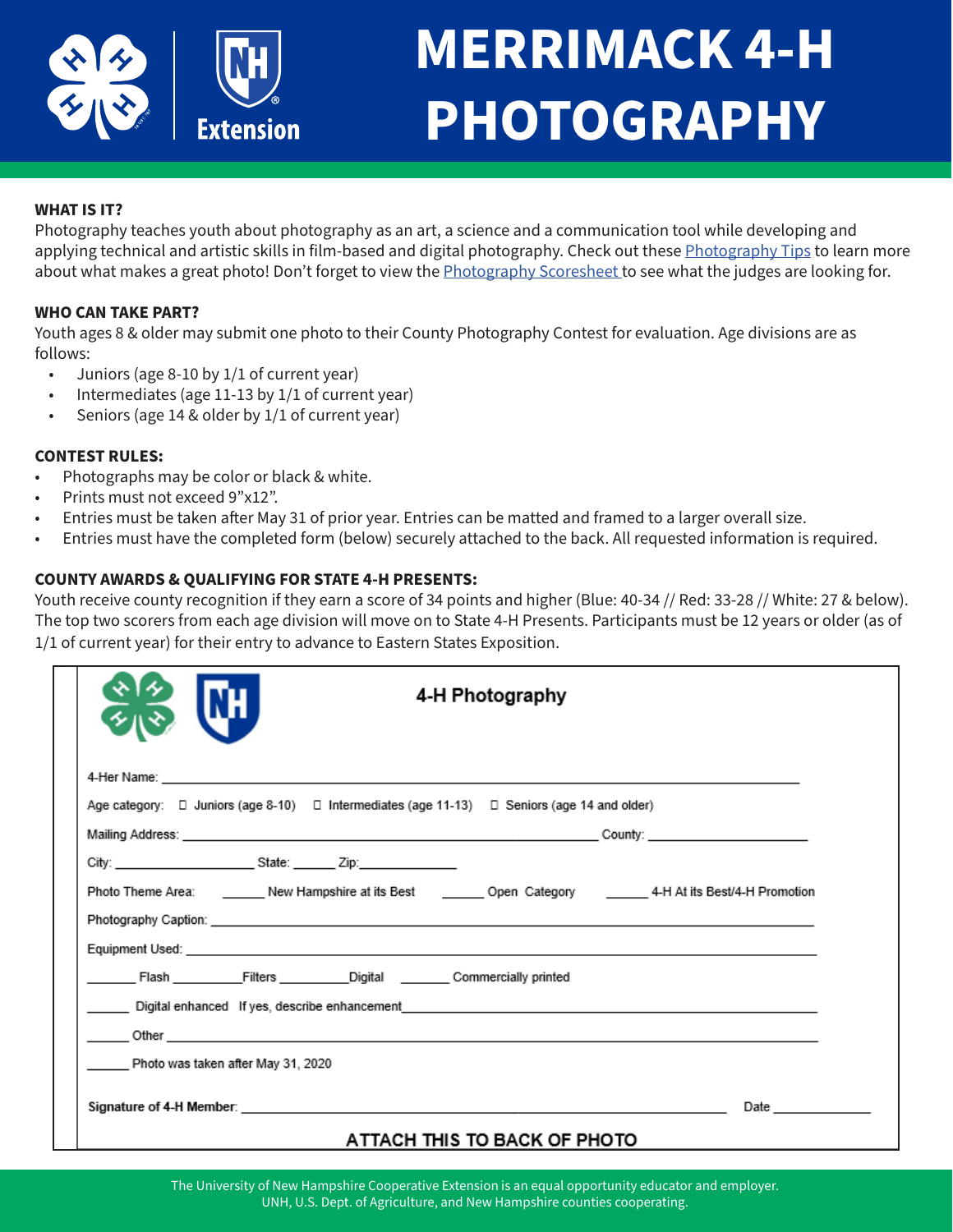# MERRIMACK 4-H PHOTOGRAPHY

### WHAT IS IT?

Photography teaches youth about photography as an art, a science and a communication tool while developing and applying technical and artistic skills in film-based and digital photography. Check out these Photography Tips to learn more about what makes a great photo! Don't forget to view the Photography Scoresheet to see what the judges are looking for.

### WHO CAN TAKE PART?

Youth ages 8 & older may submit one photo to their County Photography Contest for evaluation. Age divisions are as follows:

- Juniors (age 8-10 by 1/1 of current year)
- Intermediates (age 11-13 by 1/1 of current year)
- Seniors (age 14 & older by 1/1 of current year)

### CONTEST RULES:

- Photographs may be color or black & white.
- Prints must not exceed 9"x12".
- Entries must be taken after May 31 of prior year. Entries can be matted and framed to a larger overall size.
- Entries must have the completed form (below) securely attached to the back. All requested information is required.

### COUNTY AWARDS & QUALIFYING FOR STATE 4-H PRESENTS:

Youth receive county recognition if they earn a score of 34 points and higher (Blue: 40-34 // Red: 33-28 // White: 27 & below). The top two scorers from each age division will move on to State 4-H Presents. Participants must be 12 years or older (as of 1/1 of current year) for their entry to advance to Eastern States Exposition.

---

## 4-H Photography

4-Her Name: ______________________________

Age category: ☐ Juniors (age 8-10) ☐ Intermediates (age 11-13) ☐ Seniors (age 14 and older)

Mailing Address: ______________________________ County: ______________

City: ______________ State: ______ Zip: ______________

Photo Theme Area: ______ New Hampshire at its Best ______ Open Category ______ 4-H At its Best/4-H Promotion

Photography Caption: ______________________________

Equipment Used: ______________________________

______ Flash ______ Filters ______ Digital ______ Commercially printed

______ Digital enhanced If yes, describe enhancement ______________________________

______ Other ______________________________

______ Photo was taken after May 31, 2020

Signature of 4-H Member: ______________________________ Date ______________

**ATTACH THIS TO BACK OF PHOTO**

---

The University of New Hampshire Cooperative Extension is an equal opportunity educator and employer. UNH, U.S. Dept. of Agriculture, and New Hampshire counties cooperating.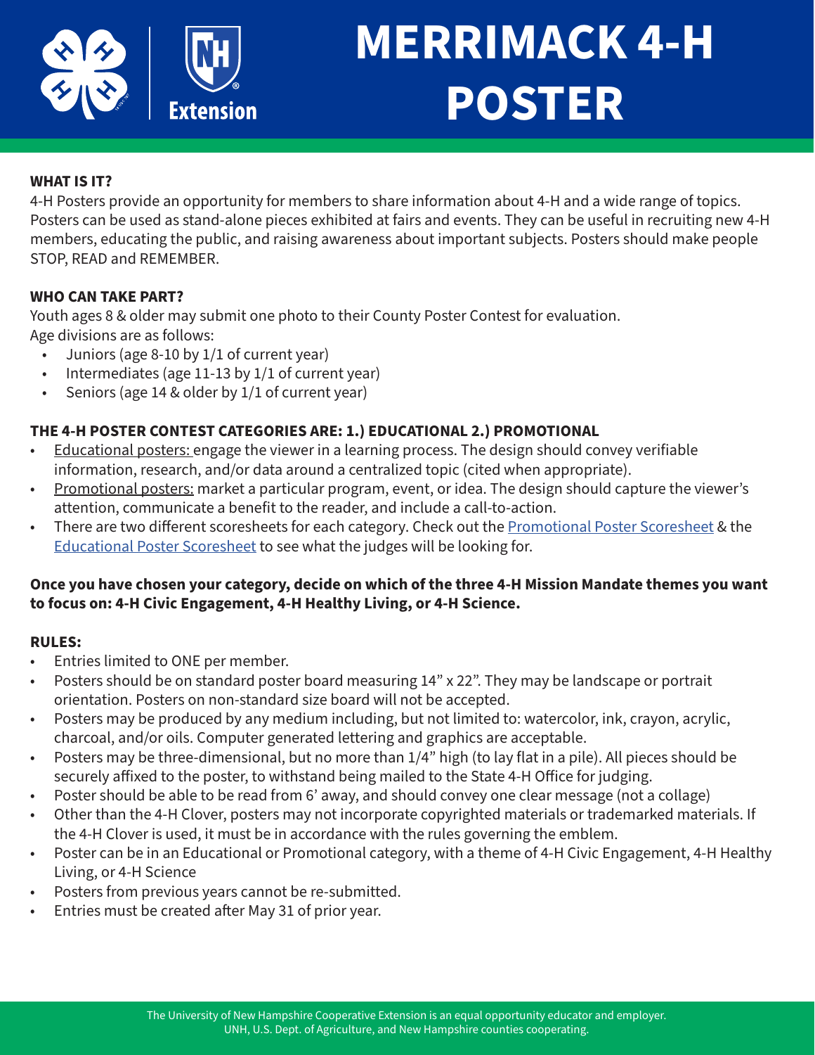# MERRIMACK 4-H POSTER

**WHAT IS IT?**

4-H Posters provide an opportunity for members to share information about 4-H and a wide range of topics. Posters can be used as stand-alone pieces exhibited at fairs and events. They can be useful in recruiting new 4-H members, educating the public, and raising awareness about important subjects. Posters should make people STOP, READ and REMEMBER.

**WHO CAN TAKE PART?**

Youth ages 8 & older may submit one photo to their County Poster Contest for evaluation.
Age divisions are as follows:

- Juniors (age 8-10 by 1/1 of current year)
- Intermediates (age 11-13 by 1/1 of current year)
- Seniors (age 14 & older by 1/1 of current year)

**THE 4-H POSTER CONTEST CATEGORIES ARE: 1.) EDUCATIONAL 2.) PROMOTIONAL**

- Educational posters: engage the viewer in a learning process. The design should convey verifiable information, research, and/or data around a centralized topic (cited when appropriate).
- Promotional posters: market a particular program, event, or idea. The design should capture the viewer's attention, communicate a benefit to the reader, and include a call-to-action.
- There are two different scoresheets for each category. Check out the Promotional Poster Scoresheet & the Educational Poster Scoresheet to see what the judges will be looking for.

**Once you have chosen your category, decide on which of the three 4-H Mission Mandate themes you want to focus on: 4-H Civic Engagement, 4-H Healthy Living, or 4-H Science.**

**RULES:**

- Entries limited to ONE per member.
- Posters should be on standard poster board measuring 14" x 22". They may be landscape or portrait orientation. Posters on non-standard size board will not be accepted.
- Posters may be produced by any medium including, but not limited to: watercolor, ink, crayon, acrylic, charcoal, and/or oils. Computer generated lettering and graphics are acceptable.
- Posters may be three-dimensional, but no more than 1/4" high (to lay flat in a pile). All pieces should be securely affixed to the poster, to withstand being mailed to the State 4-H Office for judging.
- Poster should be able to be read from 6' away, and should convey one clear message (not a collage)
- Other than the 4-H Clover, posters may not incorporate copyrighted materials or trademarked materials. If the 4-H Clover is used, it must be in accordance with the rules governing the emblem.
- Poster can be in an Educational or Promotional category, with a theme of 4-H Civic Engagement, 4-H Healthy Living, or 4-H Science
- Posters from previous years cannot be re-submitted.
- Entries must be created after May 31 of prior year.

The University of New Hampshire Cooperative Extension is an equal opportunity educator and employer.
UNH, U.S. Dept. of Agriculture, and New Hampshire counties cooperating.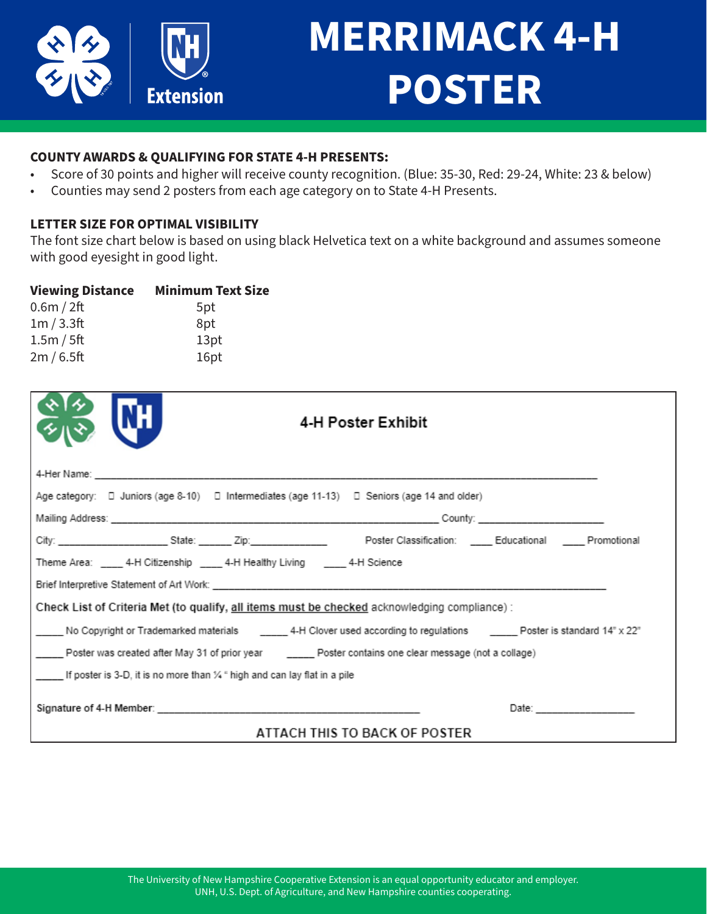# MERRIMACK 4-H POSTER

**COUNTY AWARDS & QUALIFYING FOR STATE 4-H PRESENTS:**

- Score of 30 points and higher will receive county recognition. (Blue: 35-30, Red: 29-24, White: 23 & below)
- Counties may send 2 posters from each age category on to State 4-H Presents.

**LETTER SIZE FOR OPTIMAL VISIBILITY**

The font size chart below is based on using black Helvetica text on a white background and assumes someone with good eyesight in good light.

| Viewing Distance | Minimum Text Size |
|---|---|
| 0.6m / 2ft | 5pt |
| 1m / 3.3ft | 8pt |
| 1.5m / 5ft | 13pt |
| 2m / 6.5ft | 16pt |

## 4-H Poster Exhibit

4-Her Name: ____________________________________________________________________________

Age category: ☐ Juniors (age 8-10) ☐ Intermediates (age 11-13) ☐ Seniors (age 14 and older)

Mailing Address: _______________________________________________ County: ____________________

City: __________________ State: ______ Zip: ____________ Poster Classification: ____ Educational ____ Promotional

Theme Area: ____ 4-H Citizenship ____ 4-H Healthy Living ____ 4-H Science

Brief Interpretive Statement of Art Work: ______________________________________________________

Check List of Criteria Met (to qualify, <u>all items must be checked</u> acknowledging compliance) :

_____ No Copyright or Trademarked materials _____ 4-H Clover used according to regulations _____ Poster is standard 14" x 22"

_____ Poster was created after May 31 of prior year _____ Poster contains one clear message (not a collage)

_____ If poster is 3-D, it is no more than ¼ " high and can lay flat in a pile

Signature of 4-H Member: _________________________________________ Date: _______________

ATTACH THIS TO BACK OF POSTER

The University of New Hampshire Cooperative Extension is an equal opportunity educator and employer.
UNH, U.S. Dept. of Agriculture, and New Hampshire counties cooperating.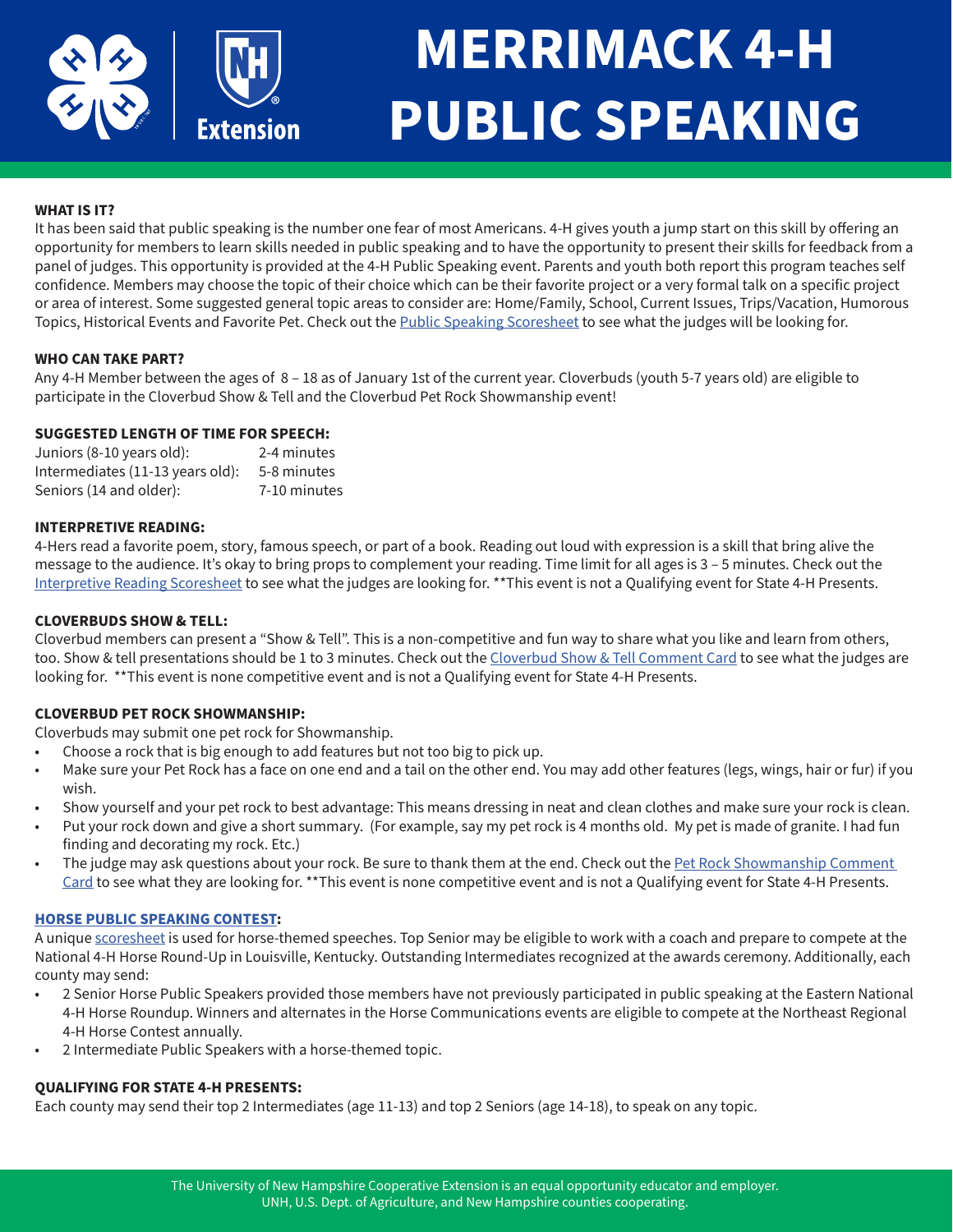# MERRIMACK 4-H PUBLIC SPEAKING

**WHAT IS IT?**

It has been said that public speaking is the number one fear of most Americans. 4-H gives youth a jump start on this skill by offering an opportunity for members to learn skills needed in public speaking and to have the opportunity to present their skills for feedback from a panel of judges. This opportunity is provided at the 4-H Public Speaking event. Parents and youth both report this program teaches self confidence. Members may choose the topic of their choice which can be their favorite project or a very formal talk on a specific project or area of interest. Some suggested general topic areas to consider are: Home/Family, School, Current Issues, Trips/Vacation, Humorous Topics, Historical Events and Favorite Pet. Check out the Public Speaking Scoresheet to see what the judges will be looking for.

**WHO CAN TAKE PART?**

Any 4-H Member between the ages of 8 – 18 as of January 1st of the current year. Cloverbuds (youth 5-7 years old) are eligible to participate in the Cloverbud Show & Tell and the Cloverbud Pet Rock Showmanship event!

**SUGGESTED LENGTH OF TIME FOR SPEECH:**

| | |
|---|---|
| Juniors (8-10 years old): | 2-4 minutes |
| Intermediates (11-13 years old): | 5-8 minutes |
| Seniors (14 and older): | 7-10 minutes |

**INTERPRETIVE READING:**

4-Hers read a favorite poem, story, famous speech, or part of a book. Reading out loud with expression is a skill that bring alive the message to the audience. It's okay to bring props to complement your reading. Time limit for all ages is 3 – 5 minutes. Check out the Interpretive Reading Scoresheet to see what the judges are looking for. **This event is not a Qualifying event for State 4-H Presents.

**CLOVERBUDS SHOW & TELL:**

Cloverbud members can present a "Show & Tell". This is a non-competitive and fun way to share what you like and learn from others, too. Show & tell presentations should be 1 to 3 minutes. Check out the Cloverbud Show & Tell Comment Card to see what the judges are looking for. **This event is none competitive event and is not a Qualifying event for State 4-H Presents.

**CLOVERBUD PET ROCK SHOWMANSHIP:**

Cloverbuds may submit one pet rock for Showmanship.

- Choose a rock that is big enough to add features but not too big to pick up.
- Make sure your Pet Rock has a face on one end and a tail on the other end. You may add other features (legs, wings, hair or fur) if you wish.
- Show yourself and your pet rock to best advantage: This means dressing in neat and clean clothes and make sure your rock is clean.
- Put your rock down and give a short summary. (For example, say my pet rock is 4 months old. My pet is made of granite. I had fun finding and decorating my rock. Etc.)
- The judge may ask questions about your rock. Be sure to thank them at the end. Check out the Pet Rock Showmanship Comment Card to see what they are looking for. **This event is none competitive event and is not a Qualifying event for State 4-H Presents.

**HORSE PUBLIC SPEAKING CONTEST:**

A unique scoresheet is used for horse-themed speeches. Top Senior may be eligible to work with a coach and prepare to compete at the National 4-H Horse Round-Up in Louisville, Kentucky. Outstanding Intermediates recognized at the awards ceremony. Additionally, each county may send:

- 2 Senior Horse Public Speakers provided those members have not previously participated in public speaking at the Eastern National 4-H Horse Roundup. Winners and alternates in the Horse Communications events are eligible to compete at the Northeast Regional 4-H Horse Contest annually.
- 2 Intermediate Public Speakers with a horse-themed topic.

**QUALIFYING FOR STATE 4-H PRESENTS:**

Each county may send their top 2 Intermediates (age 11-13) and top 2 Seniors (age 14-18), to speak on any topic.

The University of New Hampshire Cooperative Extension is an equal opportunity educator and employer.
UNH, U.S. Dept. of Agriculture, and New Hampshire counties cooperating.